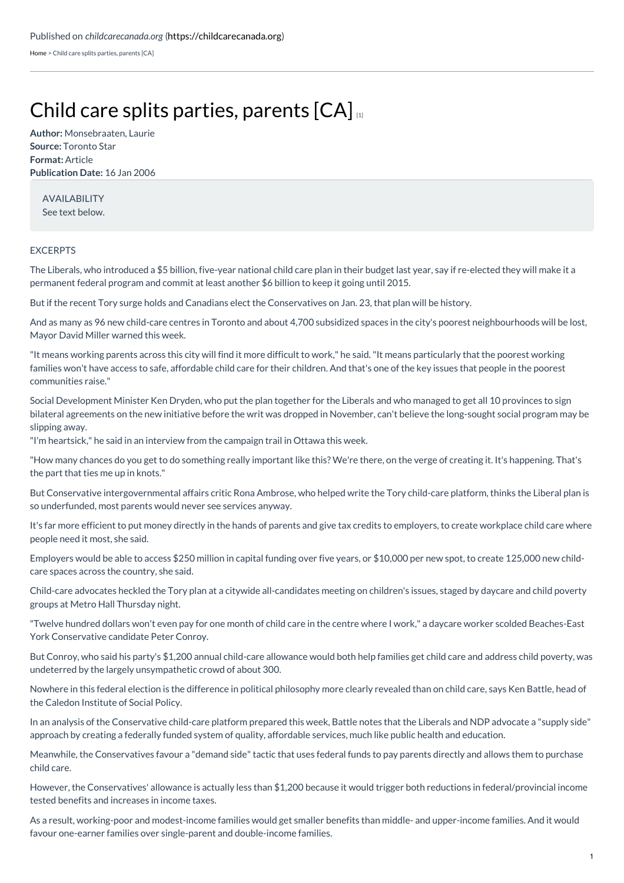Published on *childcarecanada.org* (https://childcarecanada.org)

Home > Child care splits parties, parents [CA]

# Child care splits parties, parents [CA] [1]

**Author:** Monsebraaten, Laurie
**Source:** Toronto Star
**Format:** Article
**Publication Date:** 16 Jan 2006

AVAILABILITY
See text below.

EXCERPTS

The Liberals, who introduced a $5 billion, five-year national child care plan in their budget last year, say if re-elected they will make it a permanent federal program and commit at least another $6 billion to keep it going until 2015.

But if the recent Tory surge holds and Canadians elect the Conservatives on Jan. 23, that plan will be history.

And as many as 96 new child-care centres in Toronto and about 4,700 subsidized spaces in the city's poorest neighbourhoods will be lost, Mayor David Miller warned this week.

"It means working parents across this city will find it more difficult to work," he said. "It means particularly that the poorest working families won't have access to safe, affordable child care for their children. And that's one of the key issues that people in the poorest communities raise."

Social Development Minister Ken Dryden, who put the plan together for the Liberals and who managed to get all 10 provinces to sign bilateral agreements on the new initiative before the writ was dropped in November, can't believe the long-sought social program may be slipping away.
"I'm heartsick," he said in an interview from the campaign trail in Ottawa this week.

"How many chances do you get to do something really important like this? We're there, on the verge of creating it. It's happening. That's the part that ties me up in knots."

But Conservative intergovernmental affairs critic Rona Ambrose, who helped write the Tory child-care platform, thinks the Liberal plan is so underfunded, most parents would never see services anyway.

It's far more efficient to put money directly in the hands of parents and give tax credits to employers, to create workplace child care where people need it most, she said.

Employers would be able to access $250 million in capital funding over five years, or $10,000 per new spot, to create 125,000 new child-care spaces across the country, she said.

Child-care advocates heckled the Tory plan at a citywide all-candidates meeting on children's issues, staged by daycare and child poverty groups at Metro Hall Thursday night.

"Twelve hundred dollars won't even pay for one month of child care in the centre where I work," a daycare worker scolded Beaches-East York Conservative candidate Peter Conroy.

But Conroy, who said his party's $1,200 annual child-care allowance would both help families get child care and address child poverty, was undeterred by the largely unsympathetic crowd of about 300.

Nowhere in this federal election is the difference in political philosophy more clearly revealed than on child care, says Ken Battle, head of the Caledon Institute of Social Policy.

In an analysis of the Conservative child-care platform prepared this week, Battle notes that the Liberals and NDP advocate a "supply side" approach by creating a federally funded system of quality, affordable services, much like public health and education.

Meanwhile, the Conservatives favour a "demand side" tactic that uses federal funds to pay parents directly and allows them to purchase child care.

However, the Conservatives' allowance is actually less than $1,200 because it would trigger both reductions in federal/provincial income tested benefits and increases in income taxes.

As a result, working-poor and modest-income families would get smaller benefits than middle- and upper-income families. And it would favour one-earner families over single-parent and double-income families.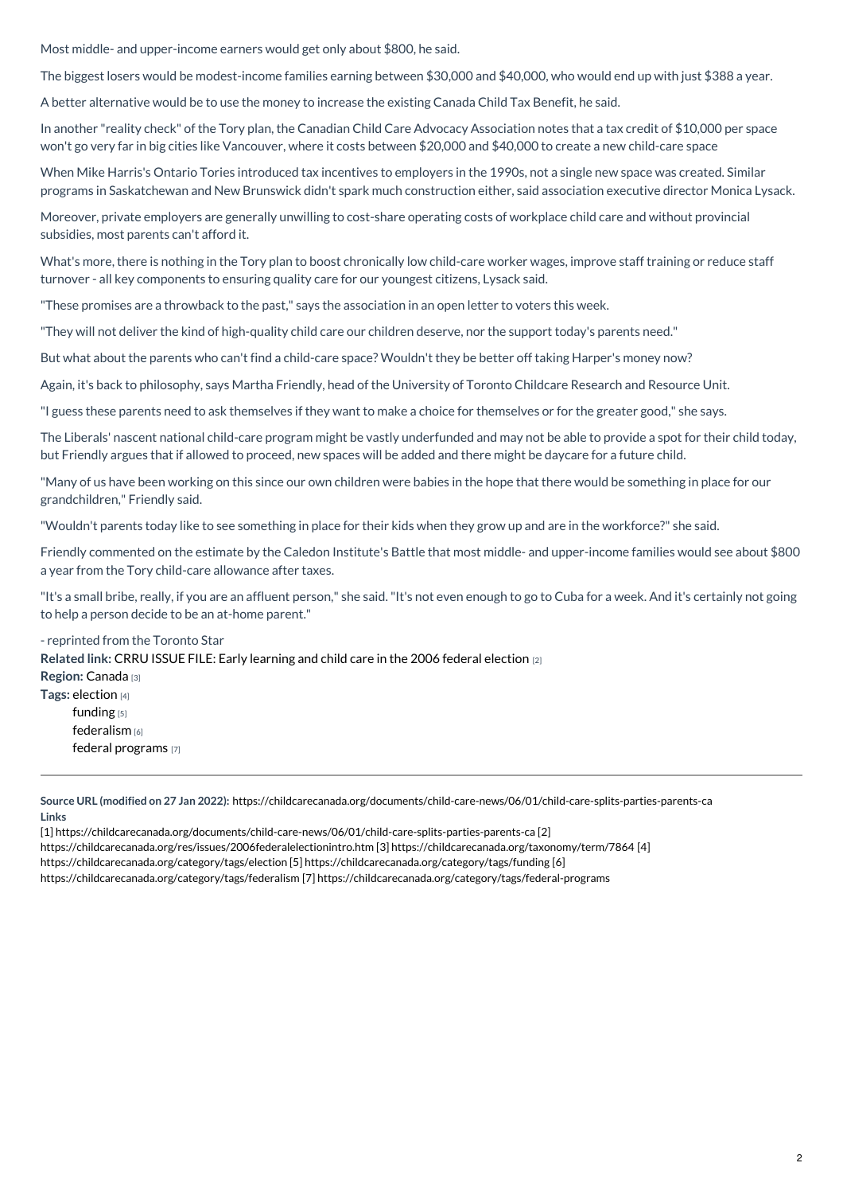Most middle- and upper-income earners would get only about $800, he said.

The biggest losers would be modest-income families earning between $30,000 and $40,000, who would end up with just $388 a year.

A better alternative would be to use the money to increase the existing Canada Child Tax Benefit, he said.

In another "reality check" of the Tory plan, the Canadian Child Care Advocacy Association notes that a tax credit of $10,000 per space won't go very far in big cities like Vancouver, where it costs between $20,000 and $40,000 to create a new child-care space

When Mike Harris's Ontario Tories introduced tax incentives to employers in the 1990s, not a single new space was created. Similar programs in Saskatchewan and New Brunswick didn't spark much construction either, said association executive director Monica Lysack.

Moreover, private employers are generally unwilling to cost-share operating costs of workplace child care and without provincial subsidies, most parents can't afford it.

What's more, there is nothing in the Tory plan to boost chronically low child-care worker wages, improve staff training or reduce staff turnover - all key components to ensuring quality care for our youngest citizens, Lysack said.

"These promises are a throwback to the past," says the association in an open letter to voters this week.

"They will not deliver the kind of high-quality child care our children deserve, nor the support today's parents need."

But what about the parents who can't find a child-care space? Wouldn't they be better off taking Harper's money now?

Again, it's back to philosophy, says Martha Friendly, head of the University of Toronto Childcare Research and Resource Unit.

"I guess these parents need to ask themselves if they want to make a choice for themselves or for the greater good," she says.

The Liberals' nascent national child-care program might be vastly underfunded and may not be able to provide a spot for their child today, but Friendly argues that if allowed to proceed, new spaces will be added and there might be daycare for a future child.

"Many of us have been working on this since our own children were babies in the hope that there would be something in place for our grandchildren," Friendly said.

"Wouldn't parents today like to see something in place for their kids when they grow up and are in the workforce?" she said.

Friendly commented on the estimate by the Caledon Institute's Battle that most middle- and upper-income families would see about $800 a year from the Tory child-care allowance after taxes.

"It's a small bribe, really, if you are an affluent person," she said. "It's not even enough to go to Cuba for a week. And it's certainly not going to help a person decide to be an at-home parent."

- reprinted from the Toronto Star

**Related link:** CRRU ISSUE FILE: Early learning and child care in the 2006 federal election [2]
**Region:** Canada [3]
**Tags:** election [4]
funding [5]
federalism [6]
federal programs [7]

---

**Source URL (modified on 27 Jan 2022):** https://childcarecanada.org/documents/child-care-news/06/01/child-care-splits-parties-parents-ca
**Links**
[1] https://childcarecanada.org/documents/child-care-news/06/01/child-care-splits-parties-parents-ca [2] https://childcarecanada.org/res/issues/2006federalelectionintro.htm [3] https://childcarecanada.org/taxonomy/term/7864 [4] https://childcarecanada.org/category/tags/election [5] https://childcarecanada.org/category/tags/funding [6] https://childcarecanada.org/category/tags/federalism [7] https://childcarecanada.org/category/tags/federal-programs